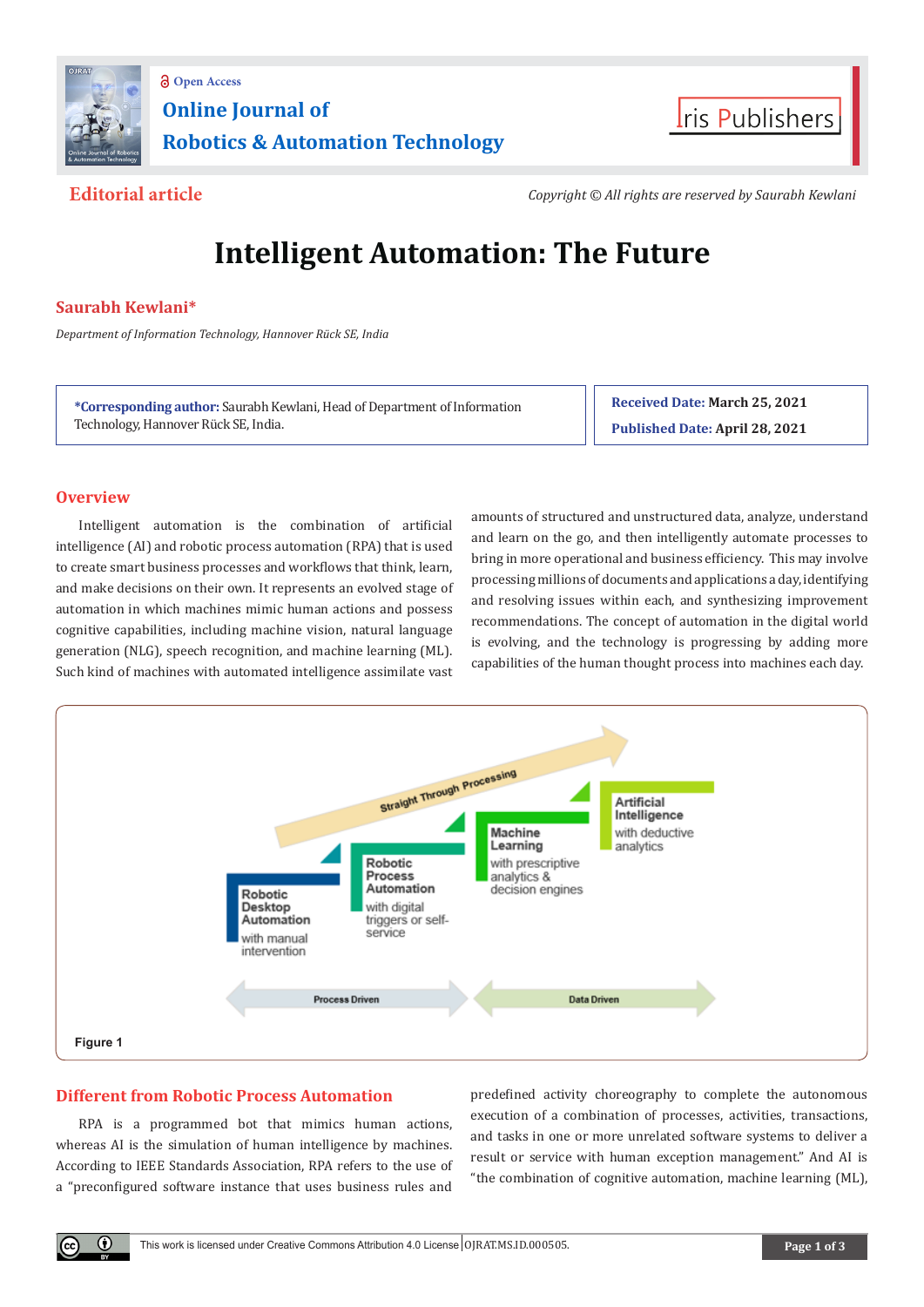Editorial article

Copyright © All rights are reserved by Saurabh Kewlani

# Intelligent Automation: The Future

**Saurabh Kewlani***

*Department of Information Technology, Hannover Rück SE, India*

***Corresponding author:** Saurabh Kewlani, Head of Department of Information Technology, Hannover Rück SE, India.

**Received Date:** March 25, 2021

**Published Date:** April 28, 2021

## Overview

Intelligent automation is the combination of artificial intelligence (AI) and robotic process automation (RPA) that is used to create smart business processes and workflows that think, learn, and make decisions on their own. It represents an evolved stage of automation in which machines mimic human actions and possess cognitive capabilities, including machine vision, natural language generation (NLG), speech recognition, and machine learning (ML). Such kind of machines with automated intelligence assimilate vast amounts of structured and unstructured data, analyze, understand and learn on the go, and then intelligently automate processes to bring in more operational and business efficiency. This may involve processing millions of documents and applications a day, identifying and resolving issues within each, and synthesizing improvement recommendations. The concept of automation in the digital world is evolving, and the technology is progressing by adding more capabilities of the human thought process into machines each day.

Straight Through Processing

Robotic Desktop Automation
with manual intervention

Robotic Process Automation
with digital triggers or self-service

Machine Learning
with prescriptive analytics & decision engines

Artificial Intelligence
with deductive analytics

Process Driven

Data Driven

Figure 1

## Different from Robotic Process Automation

RPA is a programmed bot that mimics human actions, whereas AI is the simulation of human intelligence by machines. According to IEEE Standards Association, RPA refers to the use of a "preconfigured software instance that uses business rules and predefined activity choreography to complete the autonomous execution of a combination of processes, activities, transactions, and tasks in one or more unrelated software systems to deliver a result or service with human exception management." And AI is "the combination of cognitive automation, machine learning (ML),

This work is licensed under Creative Commons Attribution 4.0 License | OJRAT.MS.ID.000505.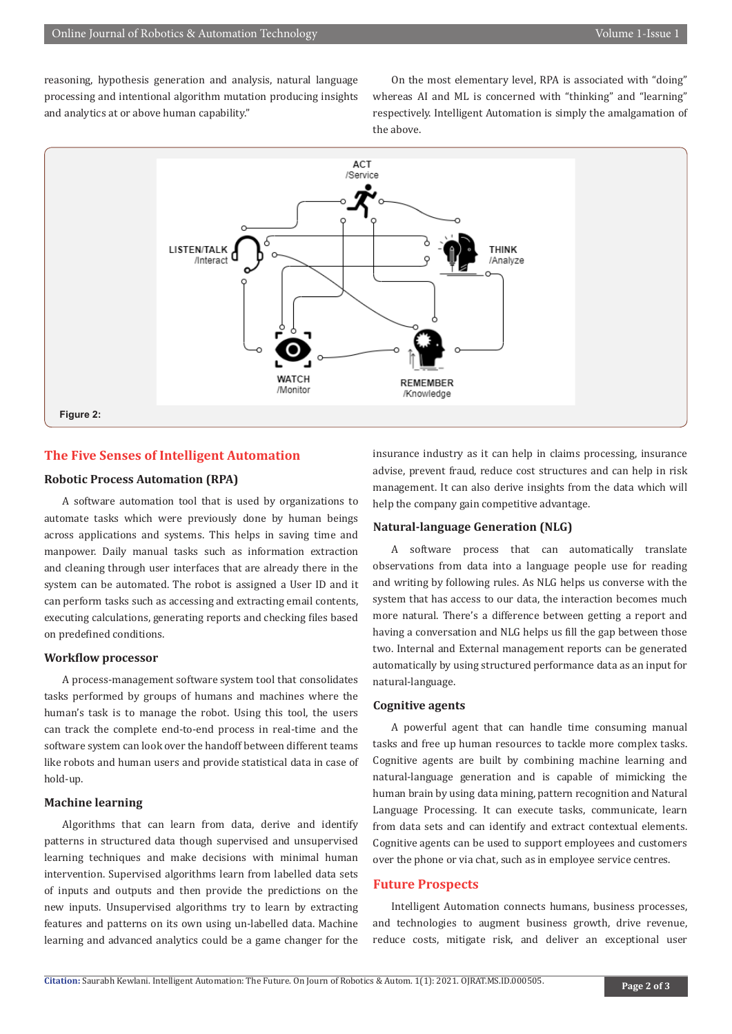reasoning, hypothesis generation and analysis, natural language processing and intentional algorithm mutation producing insights and analytics at or above human capability."

On the most elementary level, RPA is associated with "doing" whereas AI and ML is concerned with "thinking" and "learning" respectively. Intelligent Automation is simply the amalgamation of the above.

ACT
/Service

LISTEN/TALK
/Interact

THINK
/Analyze

WATCH
/Monitor

REMEMBER
/Knowledge

Figure 2:

## The Five Senses of Intelligent Automation

### Robotic Process Automation (RPA)

A software automation tool that is used by organizations to automate tasks which were previously done by human beings across applications and systems. This helps in saving time and manpower. Daily manual tasks such as information extraction and cleaning through user interfaces that are already there in the system can be automated. The robot is assigned a User ID and it can perform tasks such as accessing and extracting email contents, executing calculations, generating reports and checking files based on predefined conditions.

### Workflow processor

A process-management software system tool that consolidates tasks performed by groups of humans and machines where the human's task is to manage the robot. Using this tool, the users can track the complete end-to-end process in real-time and the software system can look over the handoff between different teams like robots and human users and provide statistical data in case of hold-up.

### Machine learning

Algorithms that can learn from data, derive and identify patterns in structured data though supervised and unsupervised learning techniques and make decisions with minimal human intervention. Supervised algorithms learn from labelled data sets of inputs and outputs and then provide the predictions on the new inputs. Unsupervised algorithms try to learn by extracting features and patterns on its own using un-labelled data. Machine learning and advanced analytics could be a game changer for the insurance industry as it can help in claims processing, insurance advise, prevent fraud, reduce cost structures and can help in risk management. It can also derive insights from the data which will help the company gain competitive advantage.

### Natural-language Generation (NLG)

A software process that can automatically translate observations from data into a language people use for reading and writing by following rules. As NLG helps us converse with the system that has access to our data, the interaction becomes much more natural. There's a difference between getting a report and having a conversation and NLG helps us fill the gap between those two. Internal and External management reports can be generated automatically by using structured performance data as an input for natural-language.

### Cognitive agents

A powerful agent that can handle time consuming manual tasks and free up human resources to tackle more complex tasks. Cognitive agents are built by combining machine learning and natural-language generation and is capable of mimicking the human brain by using data mining, pattern recognition and Natural Language Processing. It can execute tasks, communicate, learn from data sets and can identify and extract contextual elements. Cognitive agents can be used to support employees and customers over the phone or via chat, such as in employee service centres.

## Future Prospects

Intelligent Automation connects humans, business processes, and technologies to augment business growth, drive revenue, reduce costs, mitigate risk, and deliver an exceptional user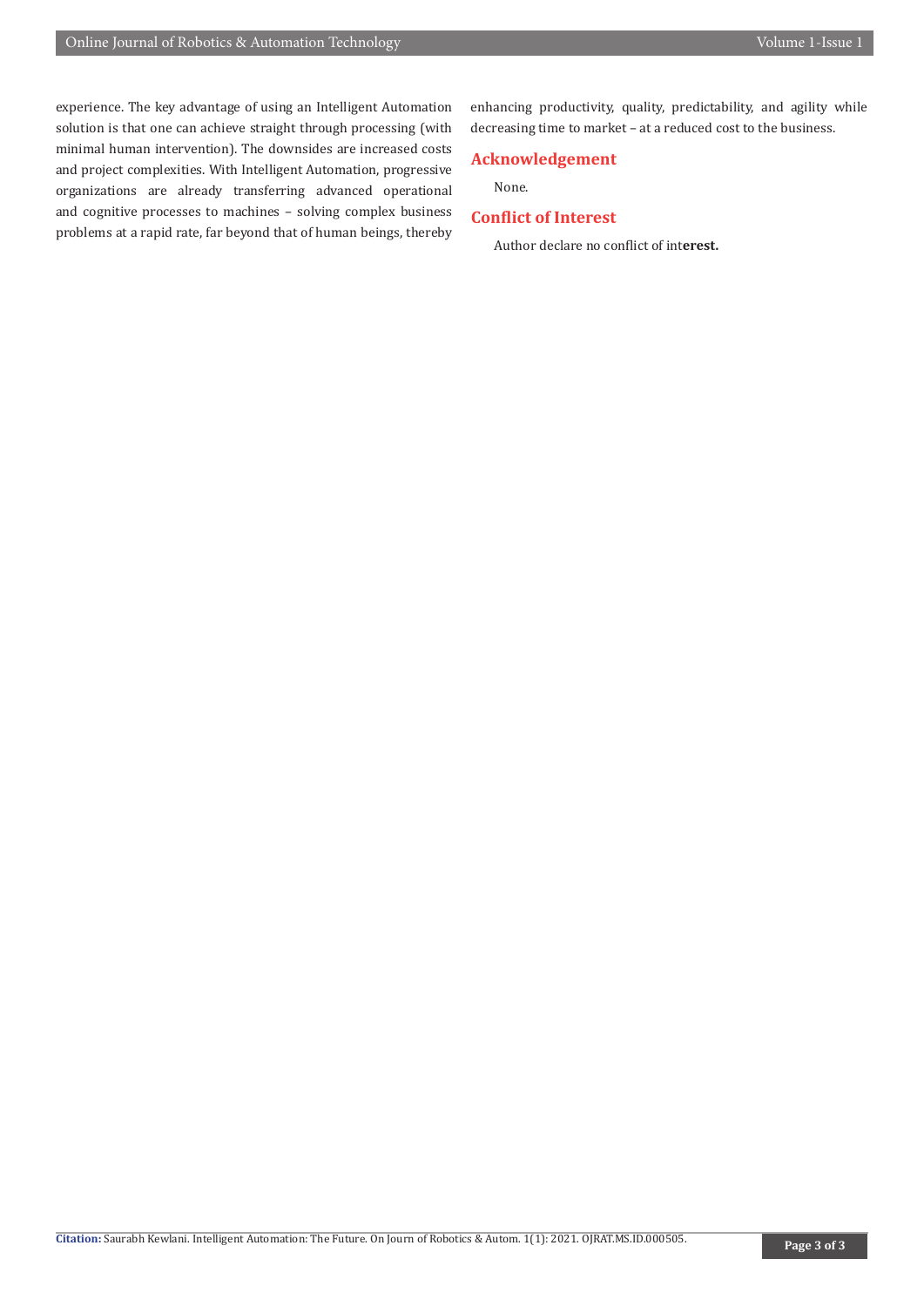experience. The key advantage of using an Intelligent Automation solution is that one can achieve straight through processing (with minimal human intervention). The downsides are increased costs and project complexities. With Intelligent Automation, progressive organizations are already transferring advanced operational and cognitive processes to machines – solving complex business problems at a rapid rate, far beyond that of human beings, thereby enhancing productivity, quality, predictability, and agility while decreasing time to market – at a reduced cost to the business.

## Acknowledgement

None.

## Conflict of Interest

Author declare no conflict of int**erest.**

**Citation:** Saurabh Kewlani. Intelligent Automation: The Future. On Journ of Robotics & Autom. 1(1): 2021. OJRAT.MS.ID.000505.